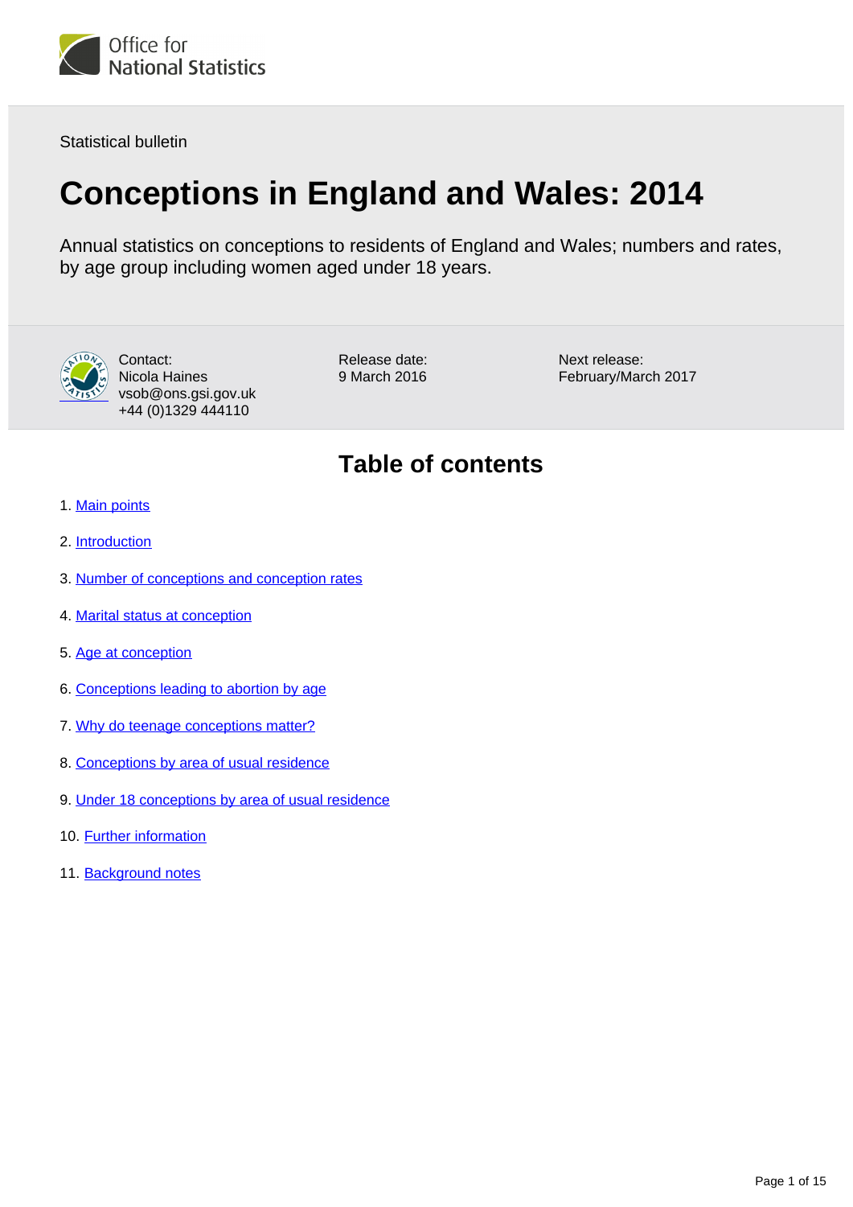Statistical bulletin

# Conceptions in England and Wales: 2014

Annual statistics on conceptions to residents of England and Wales; numbers and rates, by age group including women aged under 18 years.

Contact:
Nicola Haines
vsob@ons.gsi.gov.uk
+44 (0)1329 444110

Release date:
9 March 2016

Next release:
February/March 2017

## Table of contents

1. Main points
2. Introduction
3. Number of conceptions and conception rates
4. Marital status at conception
5. Age at conception
6. Conceptions leading to abortion by age
7. Why do teenage conceptions matter?
8. Conceptions by area of usual residence
9. Under 18 conceptions by area of usual residence
10. Further information
11. Background notes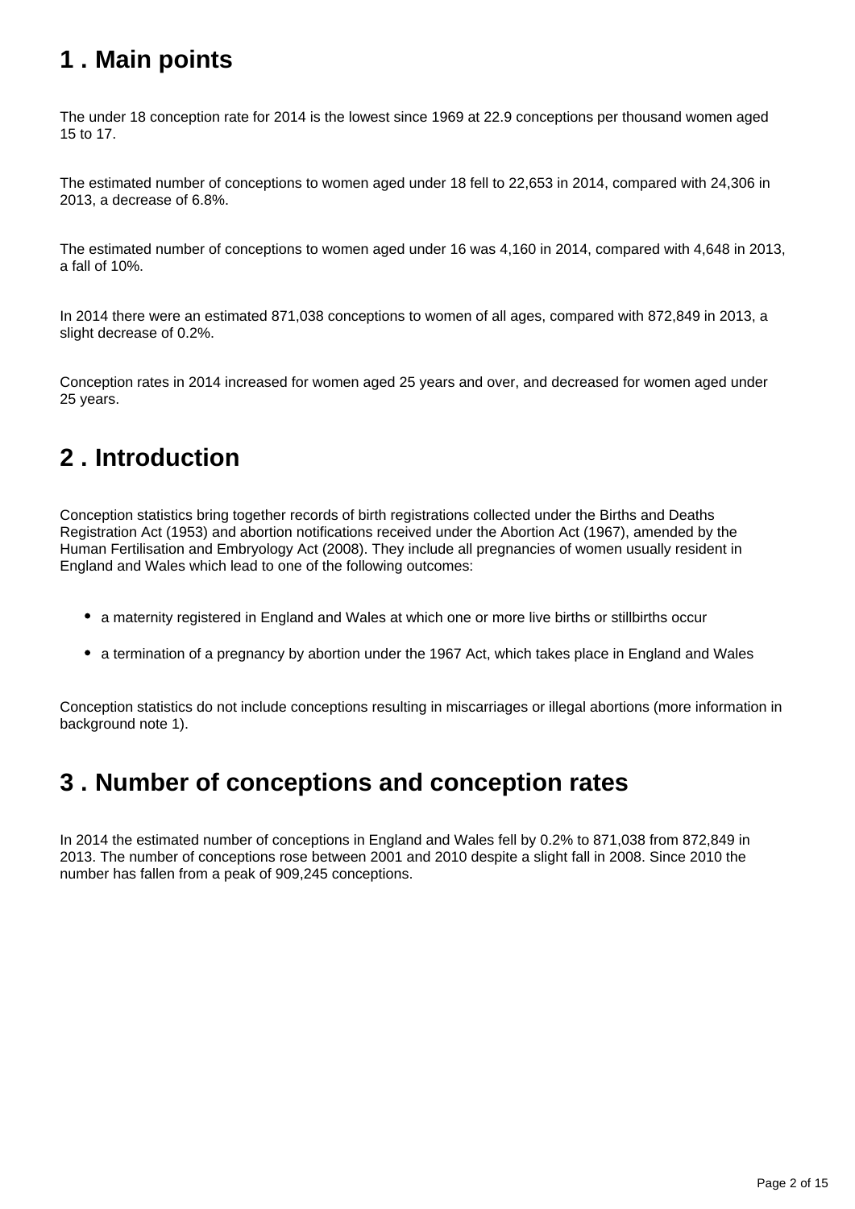## 1 . Main points

The under 18 conception rate for 2014 is the lowest since 1969 at 22.9 conceptions per thousand women aged 15 to 17.

The estimated number of conceptions to women aged under 18 fell to 22,653 in 2014, compared with 24,306 in 2013, a decrease of 6.8%.

The estimated number of conceptions to women aged under 16 was 4,160 in 2014, compared with 4,648 in 2013, a fall of 10%.

In 2014 there were an estimated 871,038 conceptions to women of all ages, compared with 872,849 in 2013, a slight decrease of 0.2%.

Conception rates in 2014 increased for women aged 25 years and over, and decreased for women aged under 25 years.

## 2 . Introduction

Conception statistics bring together records of birth registrations collected under the Births and Deaths Registration Act (1953) and abortion notifications received under the Abortion Act (1967), amended by the Human Fertilisation and Embryology Act (2008). They include all pregnancies of women usually resident in England and Wales which lead to one of the following outcomes:

- a maternity registered in England and Wales at which one or more live births or stillbirths occur
- a termination of a pregnancy by abortion under the 1967 Act, which takes place in England and Wales

Conception statistics do not include conceptions resulting in miscarriages or illegal abortions (more information in background note 1).

## 3 . Number of conceptions and conception rates

In 2014 the estimated number of conceptions in England and Wales fell by 0.2% to 871,038 from 872,849 in 2013. The number of conceptions rose between 2001 and 2010 despite a slight fall in 2008. Since 2010 the number has fallen from a peak of 909,245 conceptions.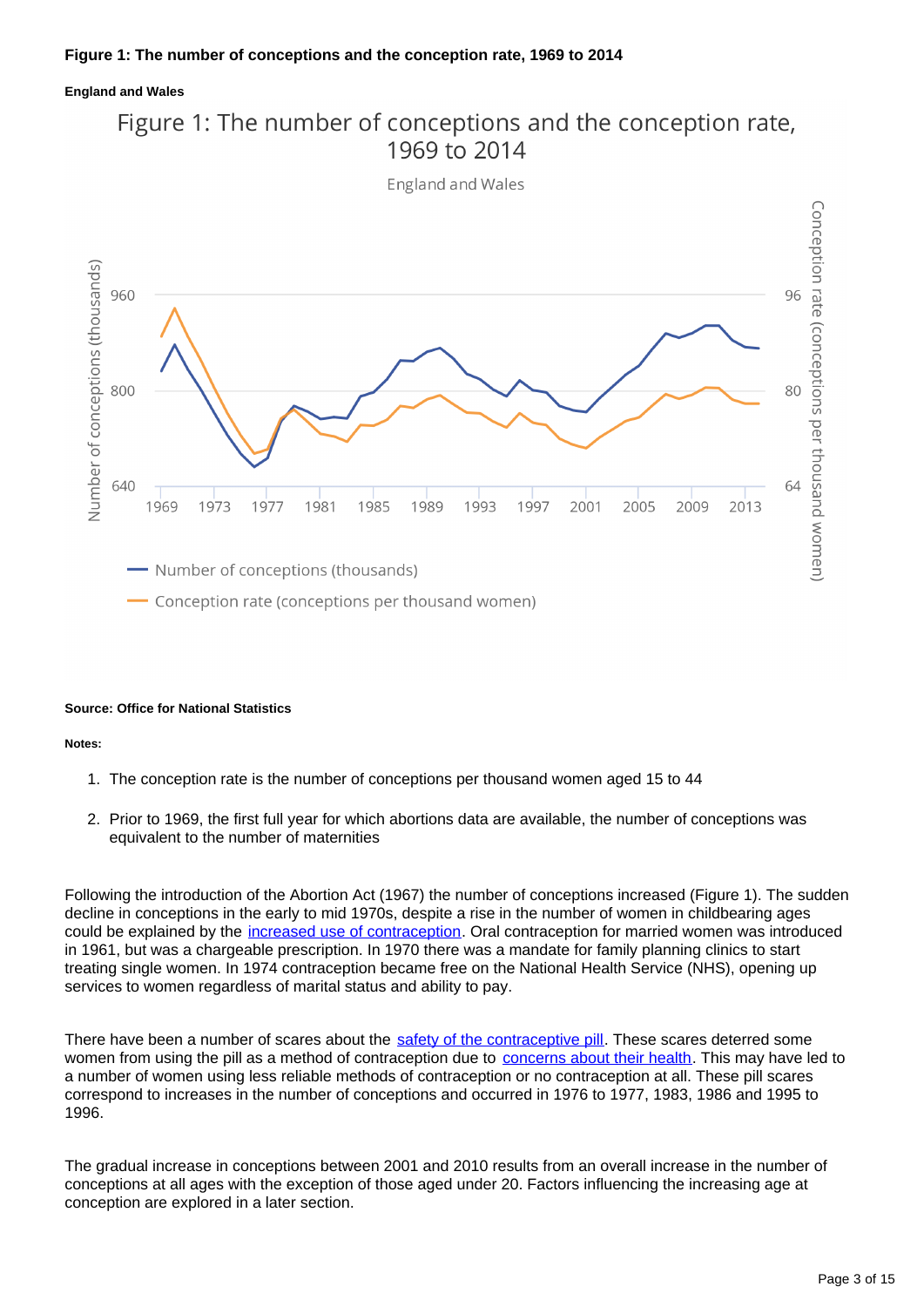**Figure 1: The number of conceptions and the conception rate, 1969 to 2014**

**England and Wales**

**Source: Office for National Statistics**

**Notes:**

1. The conception rate is the number of conceptions per thousand women aged 15 to 44

2. Prior to 1969, the first full year for which abortions data are available, the number of conceptions was equivalent to the number of maternities

Following the introduction of the Abortion Act (1967) the number of conceptions increased (Figure 1). The sudden decline in conceptions in the early to mid 1970s, despite a rise in the number of women in childbearing ages could be explained by the increased use of contraception. Oral contraception for married women was introduced in 1961, but was a chargeable prescription. In 1970 there was a mandate for family planning clinics to start treating single women. In 1974 contraception became free on the National Health Service (NHS), opening up services to women regardless of marital status and ability to pay.

There have been a number of scares about the safety of the contraceptive pill. These scares deterred some women from using the pill as a method of contraception due to concerns about their health. This may have led to a number of women using less reliable methods of contraception or no contraception at all. These pill scares correspond to increases in the number of conceptions and occurred in 1976 to 1977, 1983, 1986 and 1995 to 1996.

The gradual increase in conceptions between 2001 and 2010 results from an overall increase in the number of conceptions at all ages with the exception of those aged under 20. Factors influencing the increasing age at conception are explored in a later section.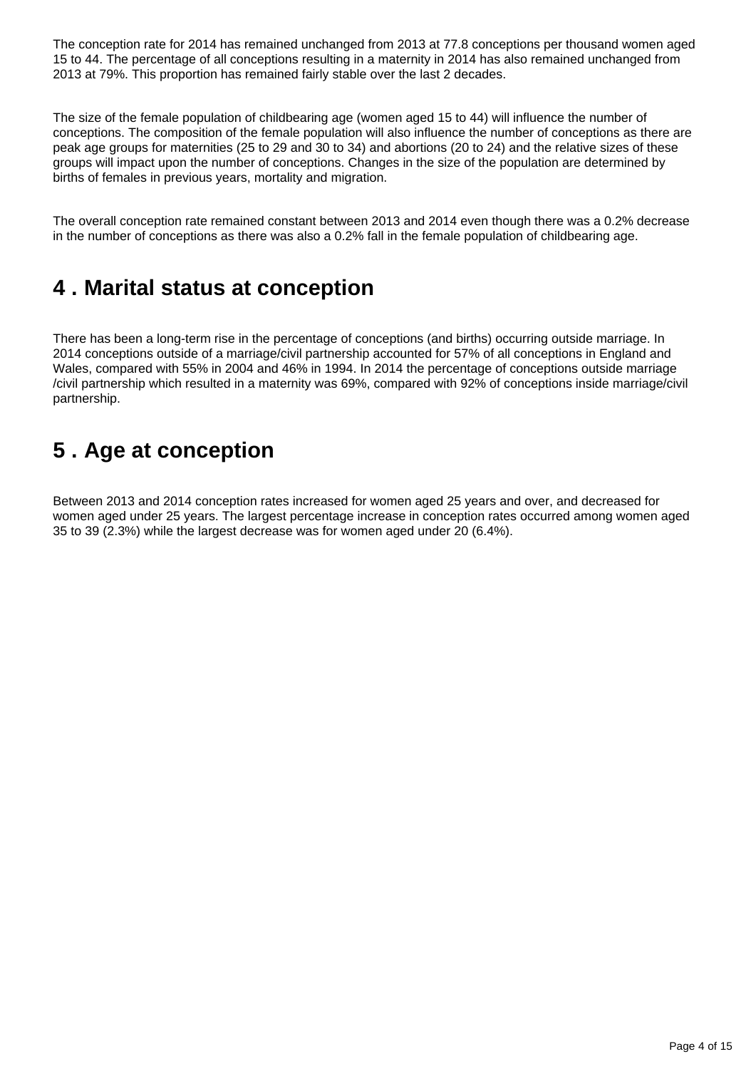The conception rate for 2014 has remained unchanged from 2013 at 77.8 conceptions per thousand women aged 15 to 44. The percentage of all conceptions resulting in a maternity in 2014 has also remained unchanged from 2013 at 79%. This proportion has remained fairly stable over the last 2 decades.

The size of the female population of childbearing age (women aged 15 to 44) will influence the number of conceptions. The composition of the female population will also influence the number of conceptions as there are peak age groups for maternities (25 to 29 and 30 to 34) and abortions (20 to 24) and the relative sizes of these groups will impact upon the number of conceptions. Changes in the size of the population are determined by births of females in previous years, mortality and migration.

The overall conception rate remained constant between 2013 and 2014 even though there was a 0.2% decrease in the number of conceptions as there was also a 0.2% fall in the female population of childbearing age.

## 4 . Marital status at conception

There has been a long-term rise in the percentage of conceptions (and births) occurring outside marriage. In 2014 conceptions outside of a marriage/civil partnership accounted for 57% of all conceptions in England and Wales, compared with 55% in 2004 and 46% in 1994. In 2014 the percentage of conceptions outside marriage /civil partnership which resulted in a maternity was 69%, compared with 92% of conceptions inside marriage/civil partnership.

## 5 . Age at conception

Between 2013 and 2014 conception rates increased for women aged 25 years and over, and decreased for women aged under 25 years. The largest percentage increase in conception rates occurred among women aged 35 to 39 (2.3%) while the largest decrease was for women aged under 20 (6.4%).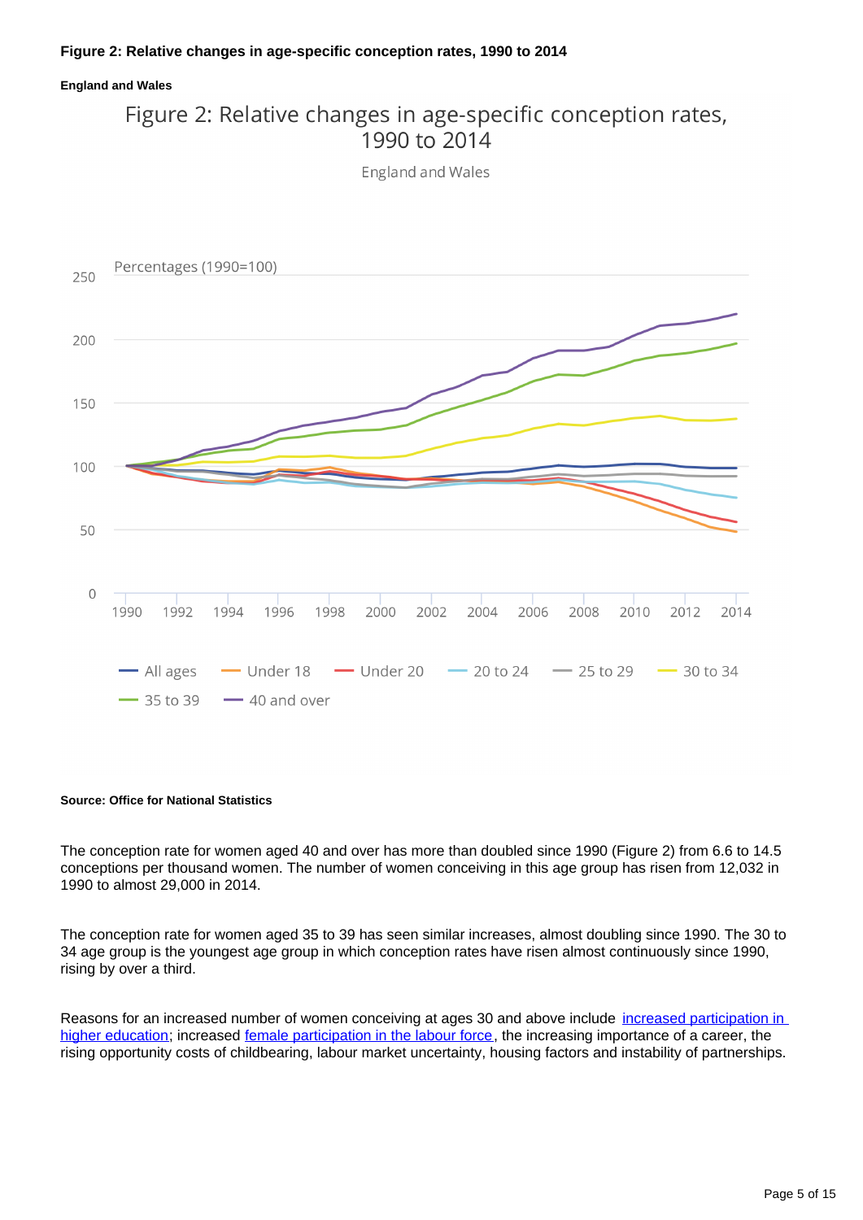**Figure 2: Relative changes in age-specific conception rates, 1990 to 2014**

**England and Wales**

**Source: Office for National Statistics**

The conception rate for women aged 40 and over has more than doubled since 1990 (Figure 2) from 6.6 to 14.5 conceptions per thousand women. The number of women conceiving in this age group has risen from 12,032 in 1990 to almost 29,000 in 2014.

The conception rate for women aged 35 to 39 has seen similar increases, almost doubling since 1990. The 30 to 34 age group is the youngest age group in which conception rates have risen almost continuously since 1990, rising by over a third.

Reasons for an increased number of women conceiving at ages 30 and above include increased participation in higher education; increased female participation in the labour force, the increasing importance of a career, the rising opportunity costs of childbearing, labour market uncertainty, housing factors and instability of partnerships.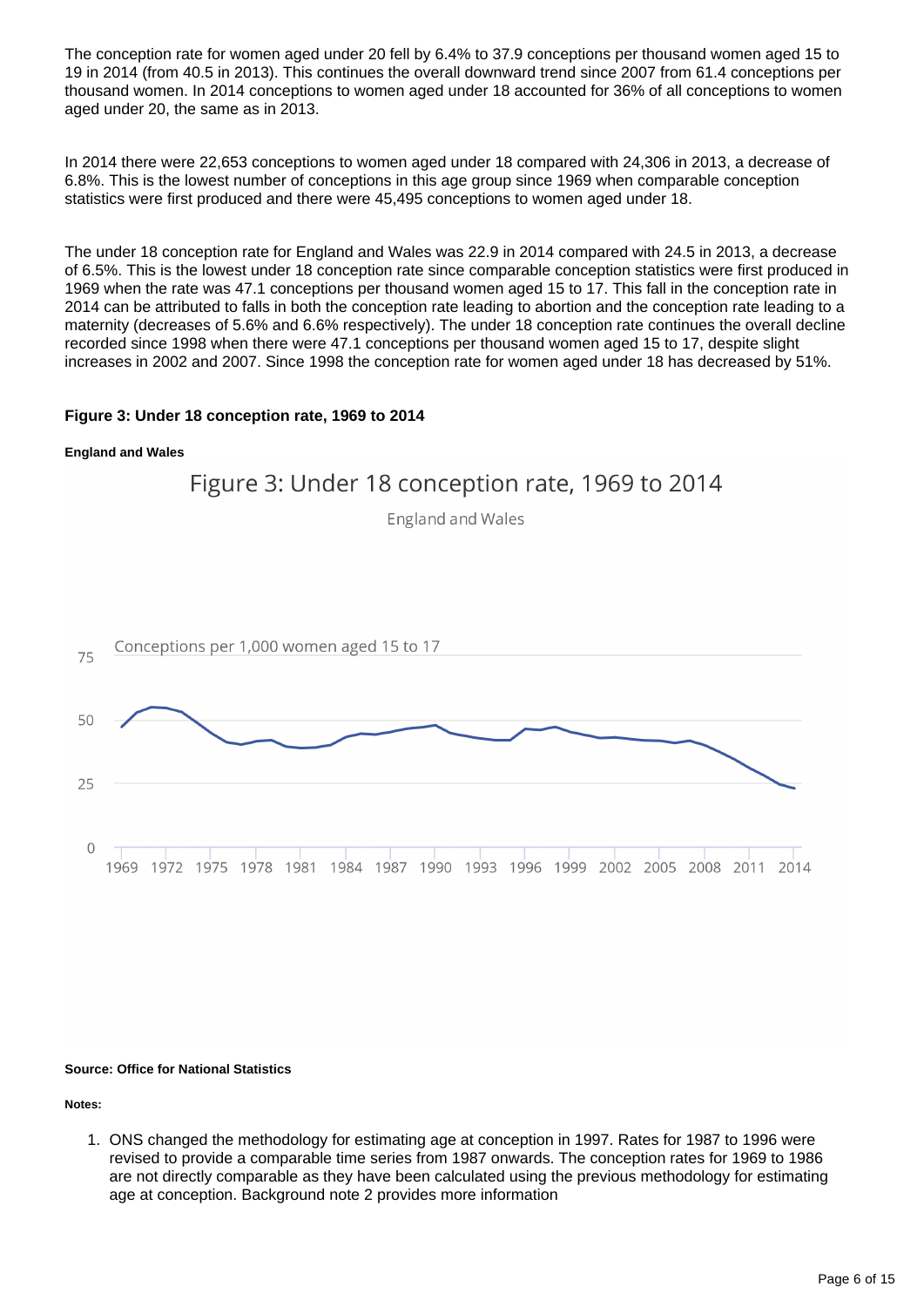The conception rate for women aged under 20 fell by 6.4% to 37.9 conceptions per thousand women aged 15 to 19 in 2014 (from 40.5 in 2013). This continues the overall downward trend since 2007 from 61.4 conceptions per thousand women. In 2014 conceptions to women aged under 18 accounted for 36% of all conceptions to women aged under 20, the same as in 2013.

In 2014 there were 22,653 conceptions to women aged under 18 compared with 24,306 in 2013, a decrease of 6.8%. This is the lowest number of conceptions in this age group since 1969 when comparable conception statistics were first produced and there were 45,495 conceptions to women aged under 18.

The under 18 conception rate for England and Wales was 22.9 in 2014 compared with 24.5 in 2013, a decrease of 6.5%. This is the lowest under 18 conception rate since comparable conception statistics were first produced in 1969 when the rate was 47.1 conceptions per thousand women aged 15 to 17. This fall in the conception rate in 2014 can be attributed to falls in both the conception rate leading to abortion and the conception rate leading to a maternity (decreases of 5.6% and 6.6% respectively). The under 18 conception rate continues the overall decline recorded since 1998 when there were 47.1 conceptions per thousand women aged 15 to 17, despite slight increases in 2002 and 2007. Since 1998 the conception rate for women aged under 18 has decreased by 51%.

**Figure 3: Under 18 conception rate, 1969 to 2014**

**England and Wales**

Figure 3: Under 18 conception rate, 1969 to 2014

England and Wales

Conceptions per 1,000 women aged 15 to 17

**Source: Office for National Statistics**

**Notes:**

1. ONS changed the methodology for estimating age at conception in 1997. Rates for 1987 to 1996 were revised to provide a comparable time series from 1987 onwards. The conception rates for 1969 to 1986 are not directly comparable as they have been calculated using the previous methodology for estimating age at conception. Background note 2 provides more information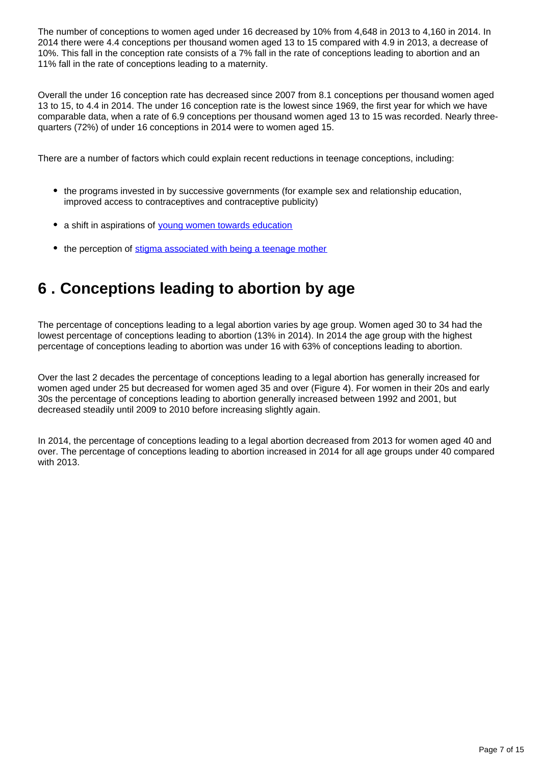The number of conceptions to women aged under 16 decreased by 10% from 4,648 in 2013 to 4,160 in 2014. In 2014 there were 4.4 conceptions per thousand women aged 13 to 15 compared with 4.9 in 2013, a decrease of 10%. This fall in the conception rate consists of a 7% fall in the rate of conceptions leading to abortion and an 11% fall in the rate of conceptions leading to a maternity.

Overall the under 16 conception rate has decreased since 2007 from 8.1 conceptions per thousand women aged 13 to 15, to 4.4 in 2014. The under 16 conception rate is the lowest since 1969, the first year for which we have comparable data, when a rate of 6.9 conceptions per thousand women aged 13 to 15 was recorded. Nearly three-quarters (72%) of under 16 conceptions in 2014 were to women aged 15.

There are a number of factors which could explain recent reductions in teenage conceptions, including:

- the programs invested in by successive governments (for example sex and relationship education, improved access to contraceptives and contraceptive publicity)
- a shift in aspirations of young women towards education
- the perception of stigma associated with being a teenage mother

## 6 . Conceptions leading to abortion by age

The percentage of conceptions leading to a legal abortion varies by age group. Women aged 30 to 34 had the lowest percentage of conceptions leading to abortion (13% in 2014). In 2014 the age group with the highest percentage of conceptions leading to abortion was under 16 with 63% of conceptions leading to abortion.

Over the last 2 decades the percentage of conceptions leading to a legal abortion has generally increased for women aged under 25 but decreased for women aged 35 and over (Figure 4). For women in their 20s and early 30s the percentage of conceptions leading to abortion generally increased between 1992 and 2001, but decreased steadily until 2009 to 2010 before increasing slightly again.

In 2014, the percentage of conceptions leading to a legal abortion decreased from 2013 for women aged 40 and over. The percentage of conceptions leading to abortion increased in 2014 for all age groups under 40 compared with 2013.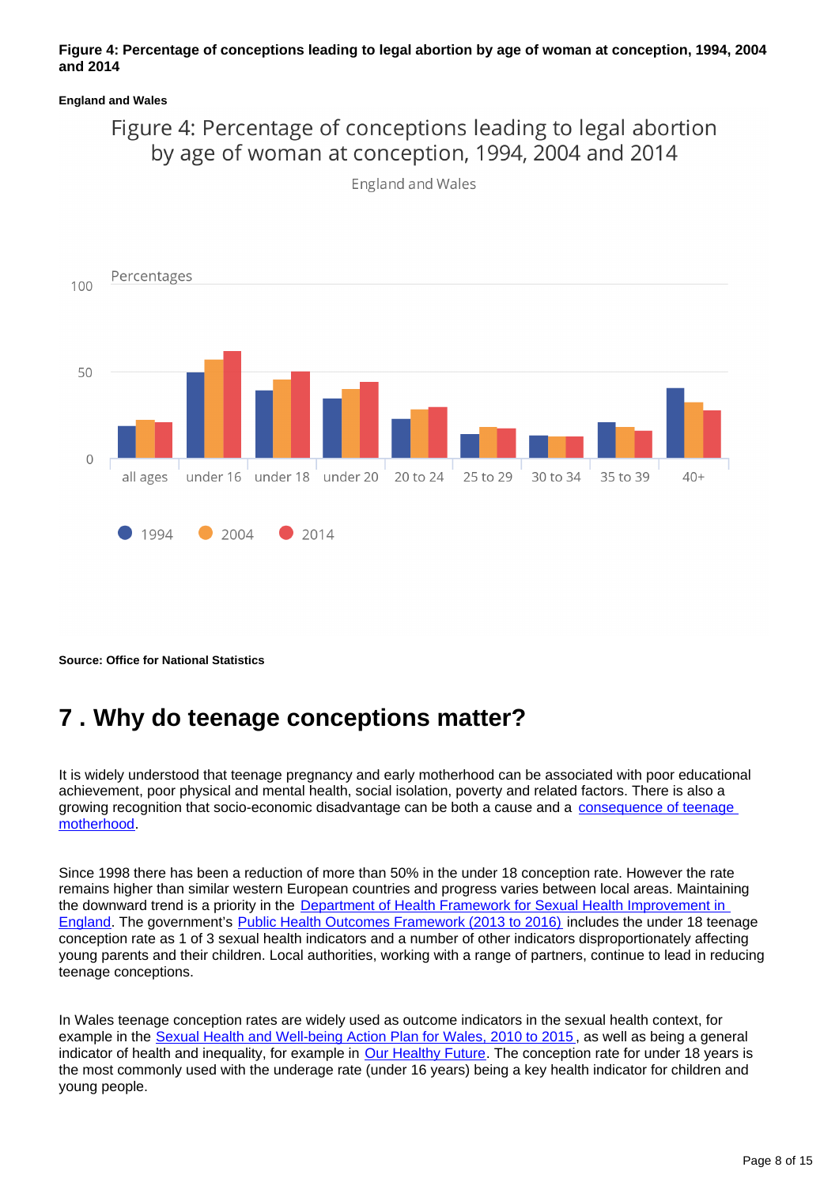**Figure 4: Percentage of conceptions leading to legal abortion by age of woman at conception, 1994, 2004 and 2014**

**England and Wales**

Figure 4: Percentage of conceptions leading to legal abortion by age of woman at conception, 1994, 2004 and 2014

England and Wales

Percentages

100

50

0

all ages | under 16 | under 18 | under 20 | 20 to 24 | 25 to 29 | 30 to 34 | 35 to 39 | 40+

1994 | 2004 | 2014

**Source: Office for National Statistics**

# 7 . Why do teenage conceptions matter?

It is widely understood that teenage pregnancy and early motherhood can be associated with poor educational achievement, poor physical and mental health, social isolation, poverty and related factors. There is also a growing recognition that socio-economic disadvantage can be both a cause and a consequence of teenage motherhood.

Since 1998 there has been a reduction of more than 50% in the under 18 conception rate. However the rate remains higher than similar western European countries and progress varies between local areas. Maintaining the downward trend is a priority in the Department of Health Framework for Sexual Health Improvement in England. The government's Public Health Outcomes Framework (2013 to 2016) includes the under 18 teenage conception rate as 1 of 3 sexual health indicators and a number of other indicators disproportionately affecting young parents and their children. Local authorities, working with a range of partners, continue to lead in reducing teenage conceptions.

In Wales teenage conception rates are widely used as outcome indicators in the sexual health context, for example in the Sexual Health and Well-being Action Plan for Wales, 2010 to 2015, as well as being a general indicator of health and inequality, for example in Our Healthy Future. The conception rate for under 18 years is the most commonly used with the underage rate (under 16 years) being a key health indicator for children and young people.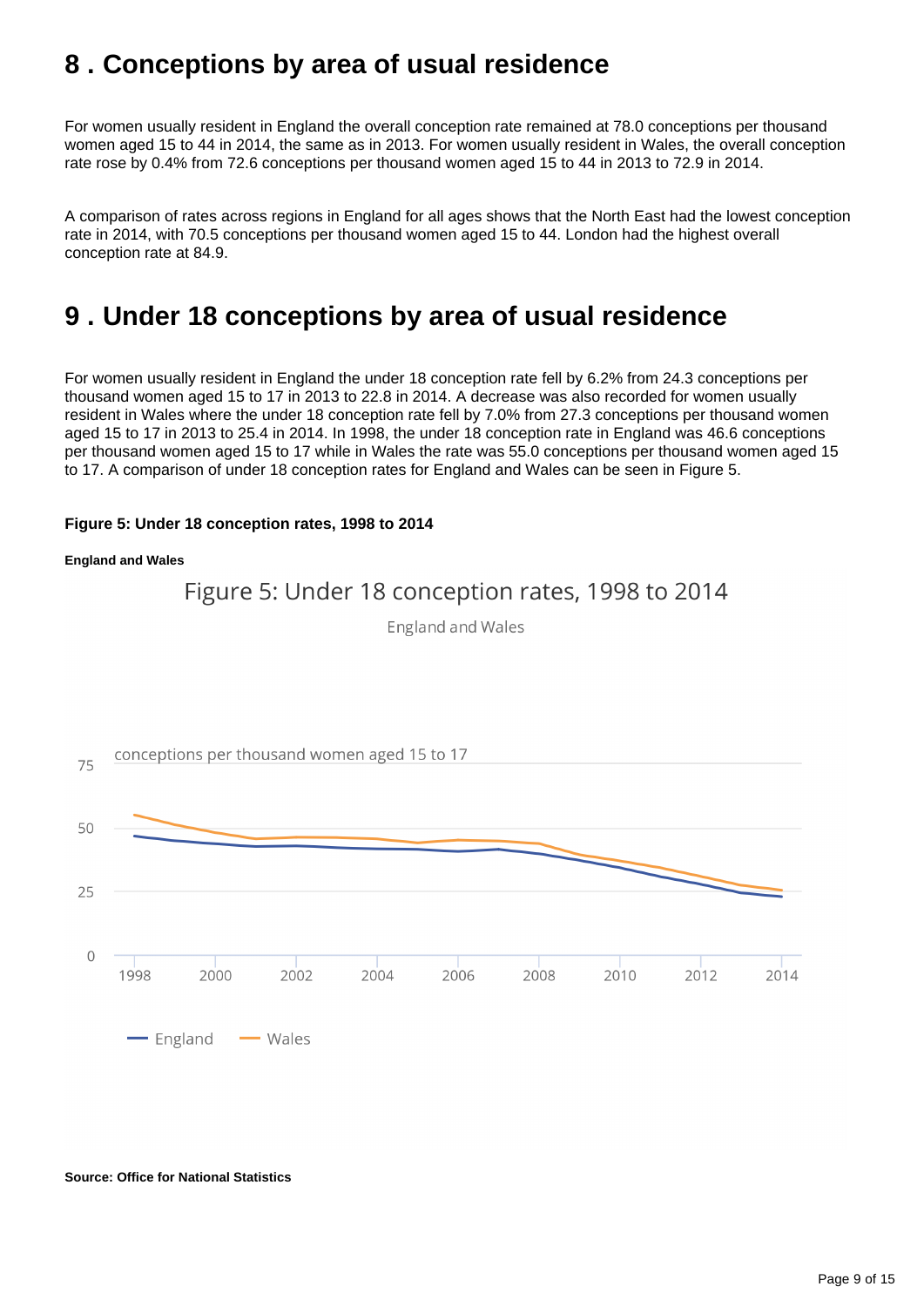## 8 . Conceptions by area of usual residence

For women usually resident in England the overall conception rate remained at 78.0 conceptions per thousand women aged 15 to 44 in 2014, the same as in 2013. For women usually resident in Wales, the overall conception rate rose by 0.4% from 72.6 conceptions per thousand women aged 15 to 44 in 2013 to 72.9 in 2014.

A comparison of rates across regions in England for all ages shows that the North East had the lowest conception rate in 2014, with 70.5 conceptions per thousand women aged 15 to 44. London had the highest overall conception rate at 84.9.

## 9 . Under 18 conceptions by area of usual residence

For women usually resident in England the under 18 conception rate fell by 6.2% from 24.3 conceptions per thousand women aged 15 to 17 in 2013 to 22.8 in 2014. A decrease was also recorded for women usually resident in Wales where the under 18 conception rate fell by 7.0% from 27.3 conceptions per thousand women aged 15 to 17 in 2013 to 25.4 in 2014. In 1998, the under 18 conception rate in England was 46.6 conceptions per thousand women aged 15 to 17 while in Wales the rate was 55.0 conceptions per thousand women aged 15 to 17. A comparison of under 18 conception rates for England and Wales can be seen in Figure 5.

**Figure 5: Under 18 conception rates, 1998 to 2014**

**England and Wales**

Figure 5: Under 18 conception rates, 1998 to 2014

England and Wales

conceptions per thousand women aged 15 to 17

England — Wales

**Source: Office for National Statistics**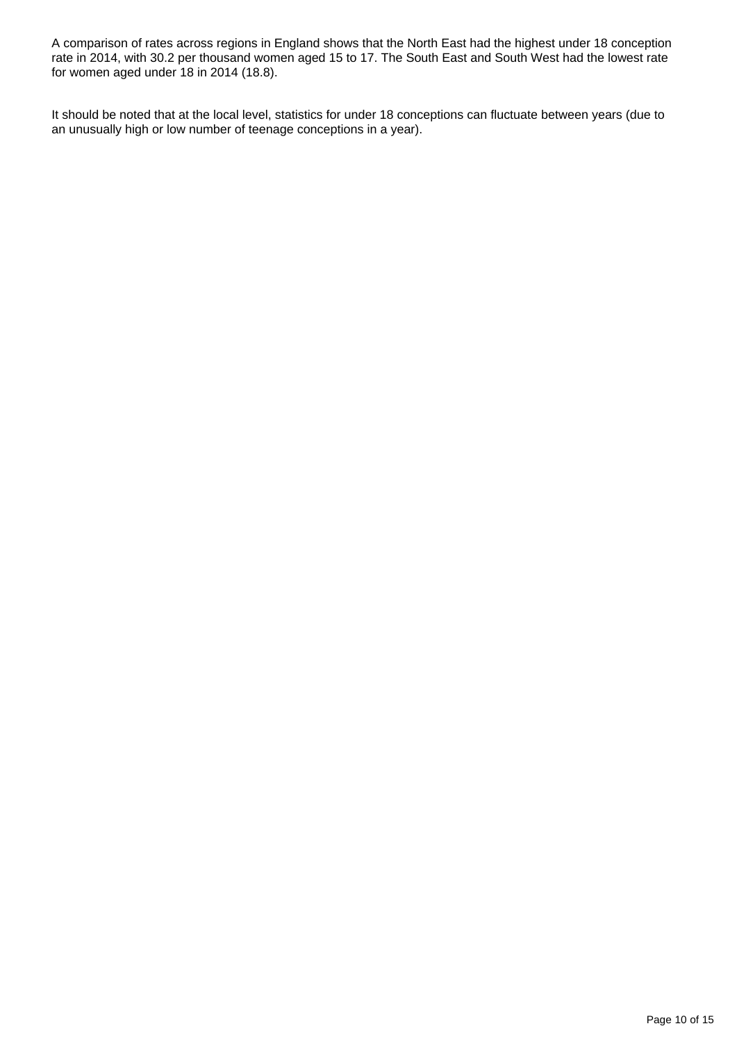A comparison of rates across regions in England shows that the North East had the highest under 18 conception rate in 2014, with 30.2 per thousand women aged 15 to 17. The South East and South West had the lowest rate for women aged under 18 in 2014 (18.8).

It should be noted that at the local level, statistics for under 18 conceptions can fluctuate between years (due to an unusually high or low number of teenage conceptions in a year).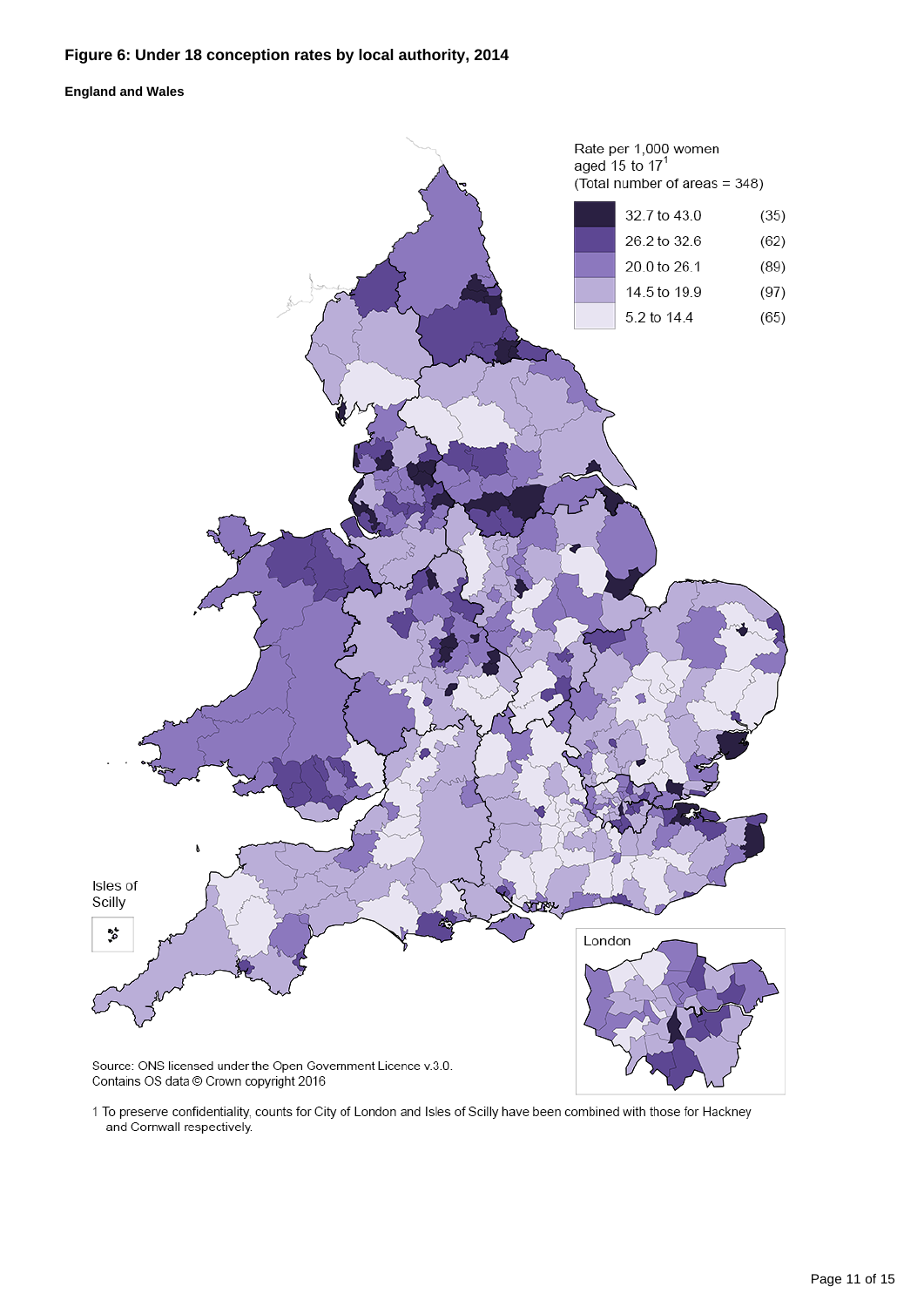### Figure 6: Under 18 conception rates by local authority, 2014

**England and Wales**

Rate per 1,000 women aged 15 to 17[1]
(Total number of areas = 348)

| Rate | Number of areas |
|---|---|
| 32.7 to 43.0 | (35) |
| 26.2 to 32.6 | (62) |
| 20.0 to 26.1 | (89) |
| 14.5 to 19.9 | (97) |
| 5.2 to 14.4 | (65) |

Isles of Scilly

London

Source: ONS licensed under the Open Government Licence v.3.0.
Contains OS data © Crown copyright 2016

1 To preserve confidentiality, counts for City of London and Isles of Scilly have been combined with those for Hackney and Cornwall respectively.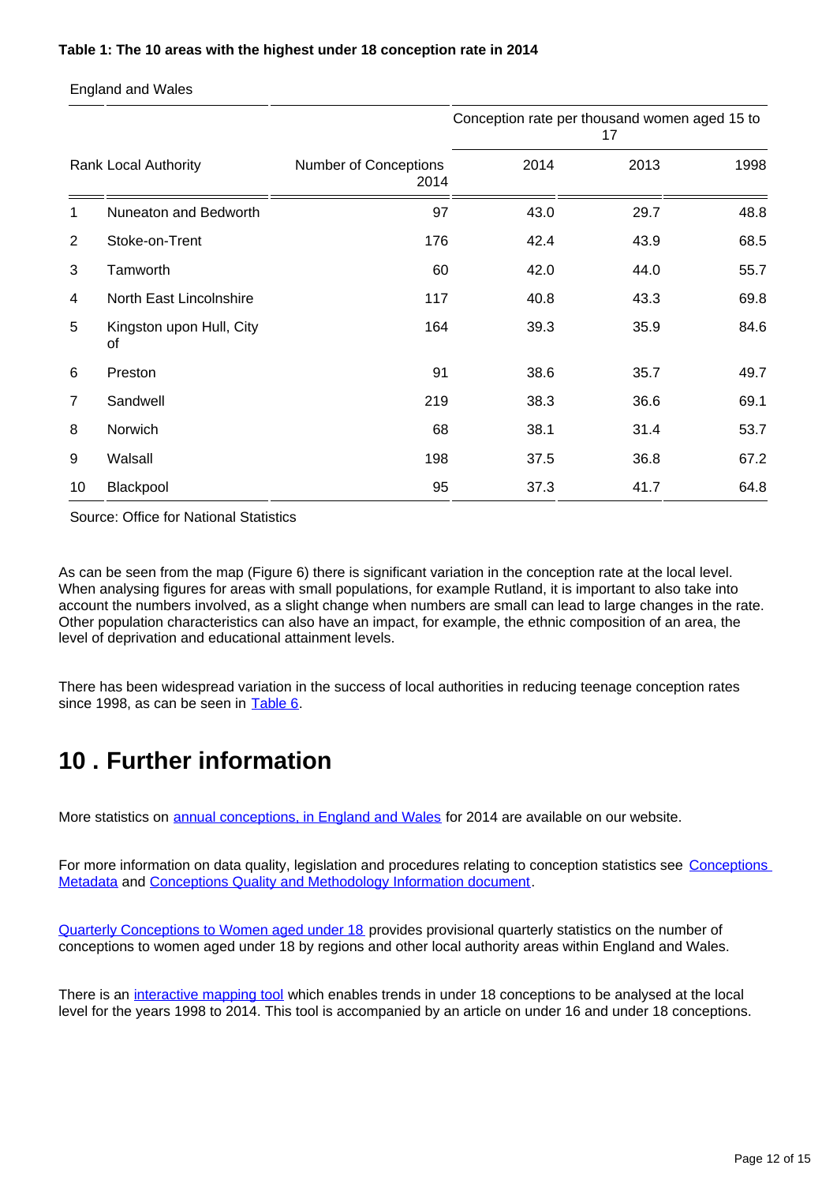**Table 1: The 10 areas with the highest under 18 conception rate in 2014**

England and Wales

| Rank | Local Authority | Number of Conceptions 2014 | Conception rate per thousand women aged 15 to 17 | | |
|---|---|---|---|---|---|
| | | | 2014 | 2013 | 1998 |
| 1 | Nuneaton and Bedworth | 97 | 43.0 | 29.7 | 48.8 |
| 2 | Stoke-on-Trent | 176 | 42.4 | 43.9 | 68.5 |
| 3 | Tamworth | 60 | 42.0 | 44.0 | 55.7 |
| 4 | North East Lincolnshire | 117 | 40.8 | 43.3 | 69.8 |
| 5 | Kingston upon Hull, City of | 164 | 39.3 | 35.9 | 84.6 |
| 6 | Preston | 91 | 38.6 | 35.7 | 49.7 |
| 7 | Sandwell | 219 | 38.3 | 36.6 | 69.1 |
| 8 | Norwich | 68 | 38.1 | 31.4 | 53.7 |
| 9 | Walsall | 198 | 37.5 | 36.8 | 67.2 |
| 10 | Blackpool | 95 | 37.3 | 41.7 | 64.8 |

Source: Office for National Statistics

As can be seen from the map (Figure 6) there is significant variation in the conception rate at the local level. When analysing figures for areas with small populations, for example Rutland, it is important to also take into account the numbers involved, as a slight change when numbers are small can lead to large changes in the rate. Other population characteristics can also have an impact, for example, the ethnic composition of an area, the level of deprivation and educational attainment levels.

There has been widespread variation in the success of local authorities in reducing teenage conception rates since 1998, as can be seen in Table 6.

## 10 . Further information

More statistics on annual conceptions, in England and Wales for 2014 are available on our website.

For more information on data quality, legislation and procedures relating to conception statistics see Conceptions Metadata and Conceptions Quality and Methodology Information document.

Quarterly Conceptions to Women aged under 18 provides provisional quarterly statistics on the number of conceptions to women aged under 18 by regions and other local authority areas within England and Wales.

There is an interactive mapping tool which enables trends in under 18 conceptions to be analysed at the local level for the years 1998 to 2014. This tool is accompanied by an article on under 16 and under 18 conceptions.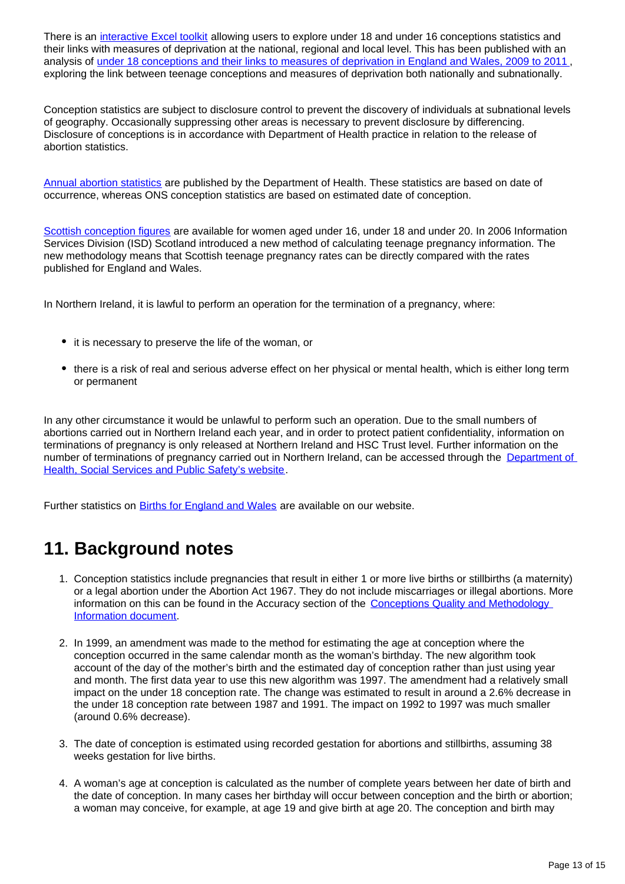There is an [interactive Excel toolkit](#) allowing users to explore under 18 and under 16 conceptions statistics and their links with measures of deprivation at the national, regional and local level. This has been published with an analysis of [under 18 conceptions and their links to measures of deprivation in England and Wales, 2009 to 2011](#), exploring the link between teenage conceptions and measures of deprivation both nationally and subnationally.

Conception statistics are subject to disclosure control to prevent the discovery of individuals at subnational levels of geography. Occasionally suppressing other areas is necessary to prevent disclosure by differencing. Disclosure of conceptions is in accordance with Department of Health practice in relation to the release of abortion statistics.

[Annual abortion statistics](#) are published by the Department of Health. These statistics are based on date of occurrence, whereas ONS conception statistics are based on estimated date of conception.

[Scottish conception figures](#) are available for women aged under 16, under 18 and under 20. In 2006 Information Services Division (ISD) Scotland introduced a new method of calculating teenage pregnancy information. The new methodology means that Scottish teenage pregnancy rates can be directly compared with the rates published for England and Wales.

In Northern Ireland, it is lawful to perform an operation for the termination of a pregnancy, where:

- it is necessary to preserve the life of the woman, or
- there is a risk of real and serious adverse effect on her physical or mental health, which is either long term or permanent

In any other circumstance it would be unlawful to perform such an operation. Due to the small numbers of abortions carried out in Northern Ireland each year, and in order to protect patient confidentiality, information on terminations of pregnancy is only released at Northern Ireland and HSC Trust level. Further information on the number of terminations of pregnancy carried out in Northern Ireland, can be accessed through the [Department of Health, Social Services and Public Safety's website](#).

Further statistics on [Births for England and Wales](#) are available on our website.

## 11. Background notes

1. Conception statistics include pregnancies that result in either 1 or more live births or stillbirths (a maternity) or a legal abortion under the Abortion Act 1967. They do not include miscarriages or illegal abortions. More information on this can be found in the Accuracy section of the [Conceptions Quality and Methodology Information document](#).

2. In 1999, an amendment was made to the method for estimating the age at conception where the conception occurred in the same calendar month as the woman's birthday. The new algorithm took account of the day of the mother's birth and the estimated day of conception rather than just using year and month. The first data year to use this new algorithm was 1997. The amendment had a relatively small impact on the under 18 conception rate. The change was estimated to result in around a 2.6% decrease in the under 18 conception rate between 1987 and 1991. The impact on 1992 to 1997 was much smaller (around 0.6% decrease).

3. The date of conception is estimated using recorded gestation for abortions and stillbirths, assuming 38 weeks gestation for live births.

4. A woman's age at conception is calculated as the number of complete years between her date of birth and the date of conception. In many cases her birthday will occur between conception and the birth or abortion; a woman may conceive, for example, at age 19 and give birth at age 20. The conception and birth may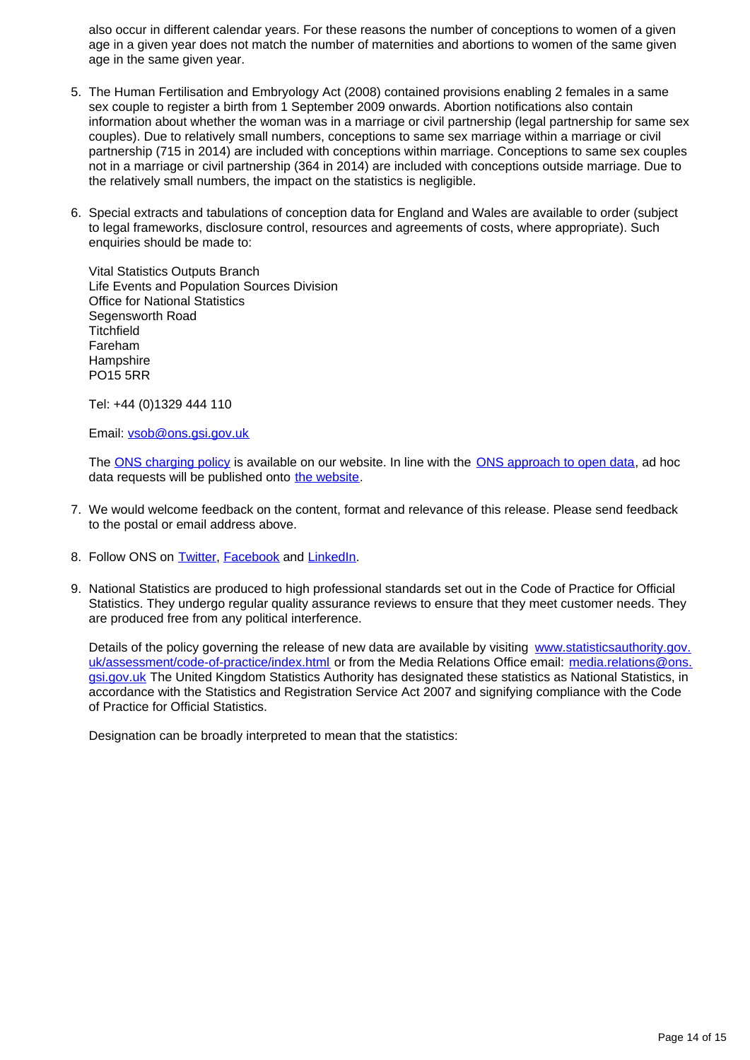also occur in different calendar years. For these reasons the number of conceptions to women of a given age in a given year does not match the number of maternities and abortions to women of the same given age in the same given year.

5. The Human Fertilisation and Embryology Act (2008) contained provisions enabling 2 females in a same sex couple to register a birth from 1 September 2009 onwards. Abortion notifications also contain information about whether the woman was in a marriage or civil partnership (legal partnership for same sex couples). Due to relatively small numbers, conceptions to same sex marriage within a marriage or civil partnership (715 in 2014) are included with conceptions within marriage. Conceptions to same sex couples not in a marriage or civil partnership (364 in 2014) are included with conceptions outside marriage. Due to the relatively small numbers, the impact on the statistics is negligible.

6. Special extracts and tabulations of conception data for England and Wales are available to order (subject to legal frameworks, disclosure control, resources and agreements of costs, where appropriate). Such enquiries should be made to:

   Vital Statistics Outputs Branch
   Life Events and Population Sources Division
   Office for National Statistics
   Segensworth Road
   Titchfield
   Fareham
   Hampshire
   PO15 5RR

   Tel: +44 (0)1329 444 110

   Email: [vsob@ons.gsi.gov.uk](mailto:vsob@ons.gsi.gov.uk)

   The [ONS charging policy]() is available on our website. In line with the [ONS approach to open data](), ad hoc data requests will be published onto [the website]().

7. We would welcome feedback on the content, format and relevance of this release. Please send feedback to the postal or email address above.

8. Follow ONS on [Twitter](), [Facebook]() and [LinkedIn]().

9. National Statistics are produced to high professional standards set out in the Code of Practice for Official Statistics. They undergo regular quality assurance reviews to ensure that they meet customer needs. They are produced free from any political interference.

   Details of the policy governing the release of new data are available by visiting [www.statisticsauthority.gov.uk/assessment/code-of-practice/index.html](http://www.statisticsauthority.gov.uk/assessment/code-of-practice/index.html) or from the Media Relations Office email: [media.relations@ons.gsi.gov.uk](mailto:media.relations@ons.gsi.gov.uk) The United Kingdom Statistics Authority has designated these statistics as National Statistics, in accordance with the Statistics and Registration Service Act 2007 and signifying compliance with the Code of Practice for Official Statistics.

   Designation can be broadly interpreted to mean that the statistics: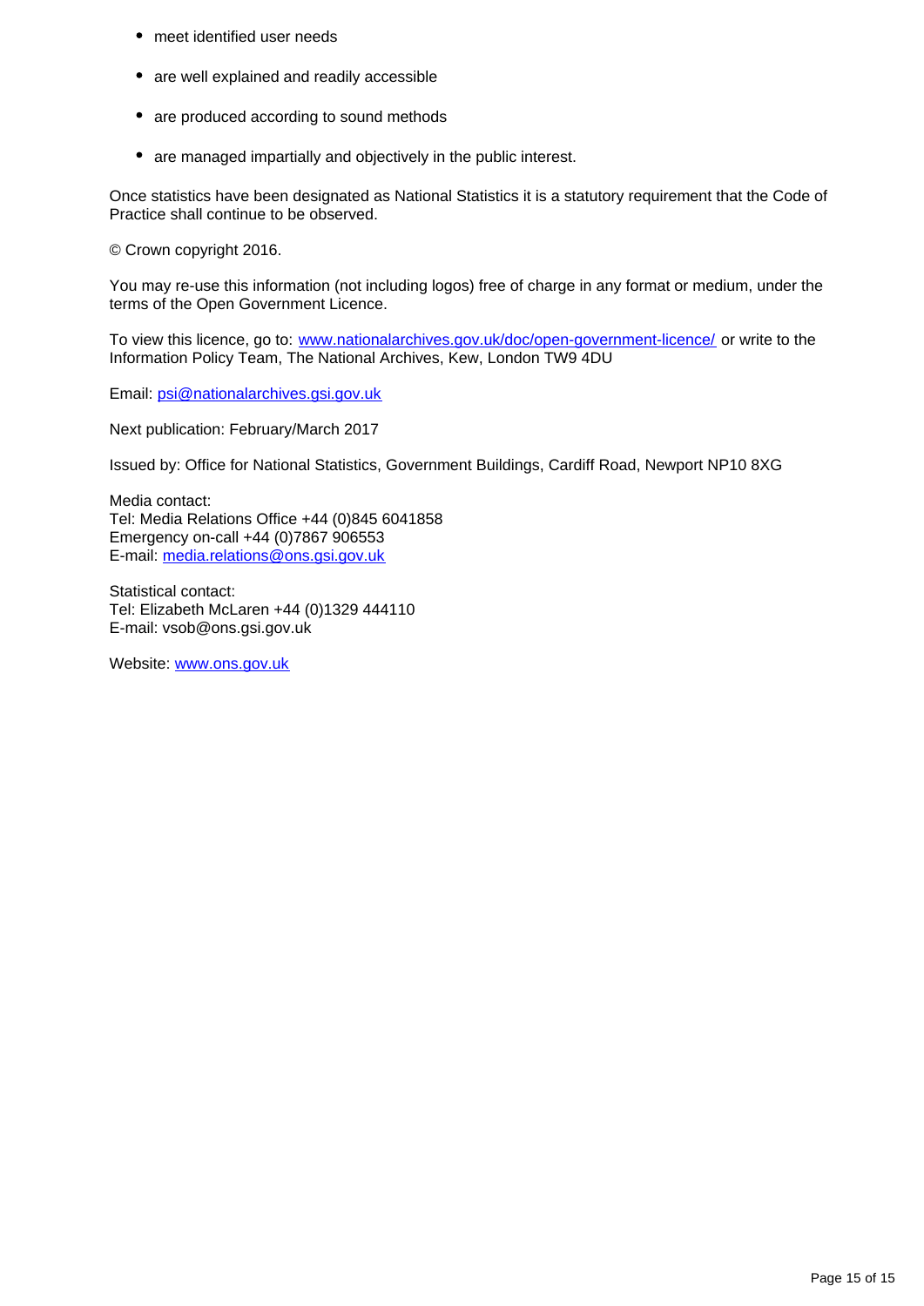- meet identified user needs
- are well explained and readily accessible
- are produced according to sound methods
- are managed impartially and objectively in the public interest.

Once statistics have been designated as National Statistics it is a statutory requirement that the Code of Practice shall continue to be observed.

© Crown copyright 2016.

You may re-use this information (not including logos) free of charge in any format or medium, under the terms of the Open Government Licence.

To view this licence, go to: [www.nationalarchives.gov.uk/doc/open-government-licence/](http://www.nationalarchives.gov.uk/doc/open-government-licence/) or write to the Information Policy Team, The National Archives, Kew, London TW9 4DU

Email: [psi@nationalarchives.gsi.gov.uk](mailto:psi@nationalarchives.gsi.gov.uk)

Next publication: February/March 2017

Issued by: Office for National Statistics, Government Buildings, Cardiff Road, Newport NP10 8XG

Media contact:
Tel: Media Relations Office +44 (0)845 6041858
Emergency on-call +44 (0)7867 906553
E-mail: [media.relations@ons.gsi.gov.uk](mailto:media.relations@ons.gsi.gov.uk)

Statistical contact:
Tel: Elizabeth McLaren +44 (0)1329 444110
E-mail: vsob@ons.gsi.gov.uk

Website: [www.ons.gov.uk](http://www.ons.gov.uk)